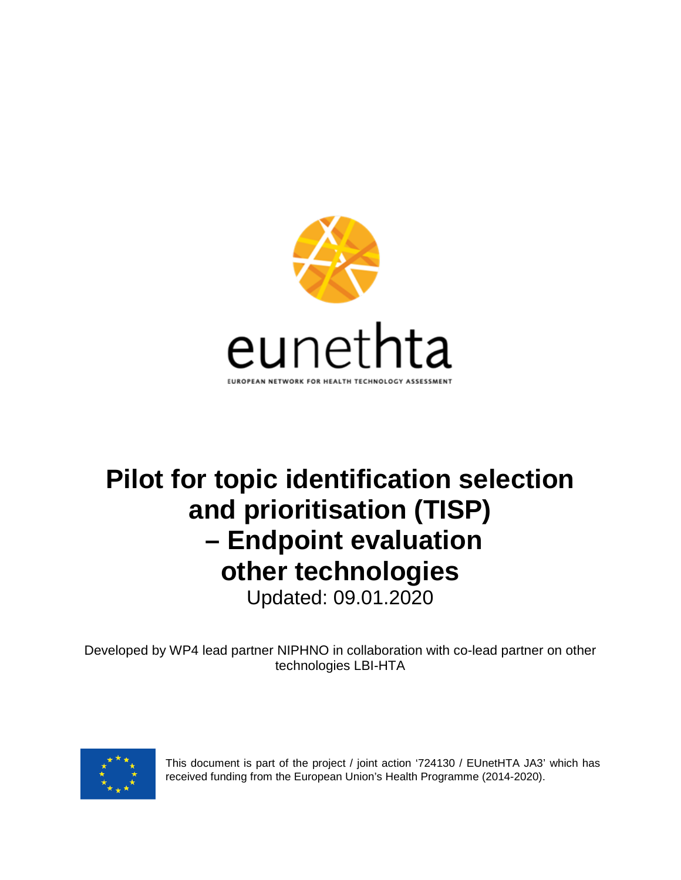eunethta

EUROPEAN NETWORK FOR HEALTH TECHNOLOGY ASSESSMENT

# Pilot for topic identification selection and prioritisation (TISP) – Endpoint evaluation other technologies

Updated: 09.01.2020

Developed by WP4 lead partner NIPHNO in collaboration with co-lead partner on other technologies LBI-HTA

This document is part of the project / joint action '724130 / EUnetHTA JA3' which has received funding from the European Union's Health Programme (2014-2020).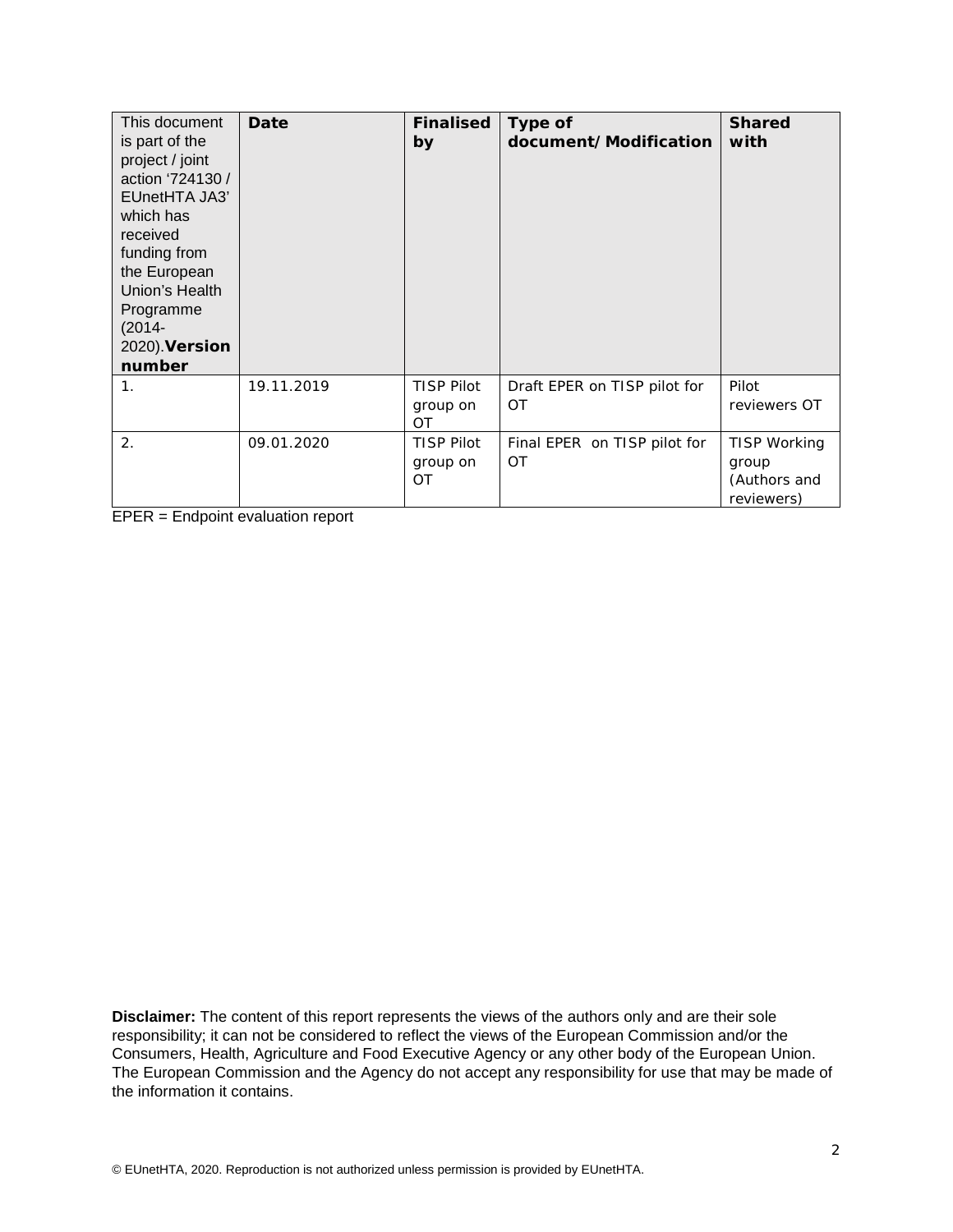| This document is part of the project / joint action '724130 / EUnetHTA JA3' which has received funding from the European Union's Health Programme (2014-2020).**Version number** | **Date** | **Finalised by** | **Type of document/Modification** | **Shared with** |
|---|---|---|---|---|
| 1. | 19.11.2019 | TISP Pilot group on OT | Draft EPER on TISP pilot for OT | Pilot reviewers OT |
| 2. | 09.01.2020 | TISP Pilot group on OT | Final EPER on TISP pilot for OT | TISP Working group (Authors and reviewers) |

EPER = Endpoint evaluation report

**Disclaimer:** The content of this report represents the views of the authors only and are their sole responsibility; it can not be considered to reflect the views of the European Commission and/or the Consumers, Health, Agriculture and Food Executive Agency or any other body of the European Union. The European Commission and the Agency do not accept any responsibility for use that may be made of the information it contains.

© EUnetHTA, 2020. Reproduction is not authorized unless permission is provided by EUnetHTA.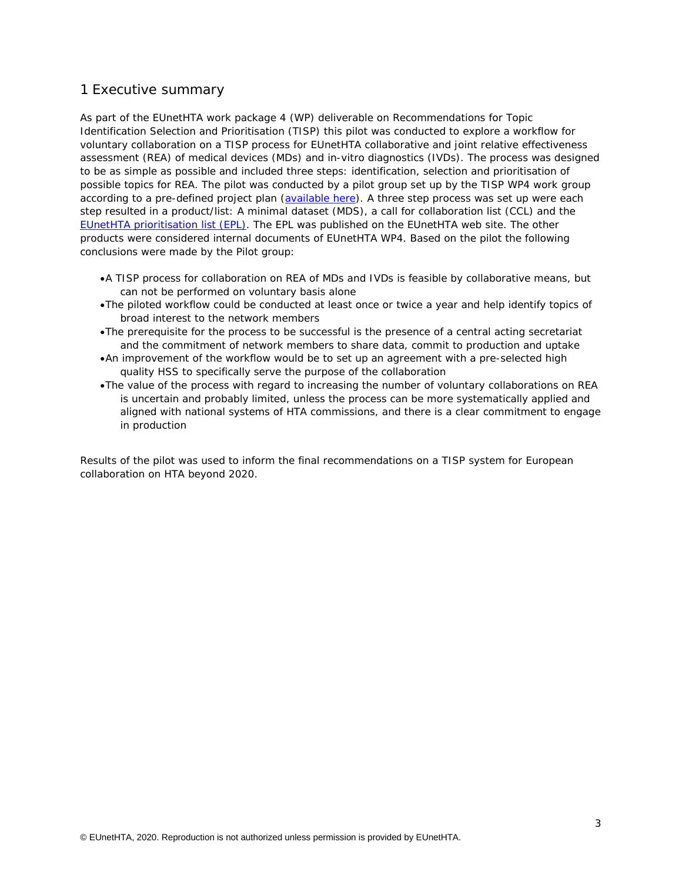## 1 Executive summary

As part of the EUnetHTA work package 4 (WP) deliverable on Recommendations for Topic Identification Selection and Prioritisation (TISP) this pilot was conducted to explore a workflow for voluntary collaboration on a TISP process for EUnetHTA collaborative and joint relative effectiveness assessment (REA) of medical devices (MDs) and in-vitro diagnostics (IVDs). The process was designed to be as simple as possible and included three steps: identification, selection and prioritisation of possible topics for REA. The pilot was conducted by a pilot group set up by the TISP WP4 work group according to a pre-defined project plan (available here). A three step process was set up were each step resulted in a product/list: A minimal dataset (MDS), a call for collaboration list (CCL) and the EUnetHTA prioritisation list (EPL). The EPL was published on the EUnetHTA web site. The other products were considered internal documents of EUnetHTA WP4. Based on the pilot the following conclusions were made by the Pilot group:

- A TISP process for collaboration on REA of MDs and IVDs is feasible by collaborative means, but can not be performed on voluntary basis alone
- The piloted workflow could be conducted at least once or twice a year and help identify topics of broad interest to the network members
- The prerequisite for the process to be successful is the presence of a central acting secretariat and the commitment of network members to share data, commit to production and uptake
- An improvement of the workflow would be to set up an agreement with a pre-selected high quality HSS to specifically serve the purpose of the collaboration
- The value of the process with regard to increasing the number of voluntary collaborations on REA is uncertain and probably limited, unless the process can be more systematically applied and aligned with national systems of HTA commissions, and there is a clear commitment to engage in production

Results of the pilot was used to inform the final recommendations on a TISP system for European collaboration on HTA beyond 2020.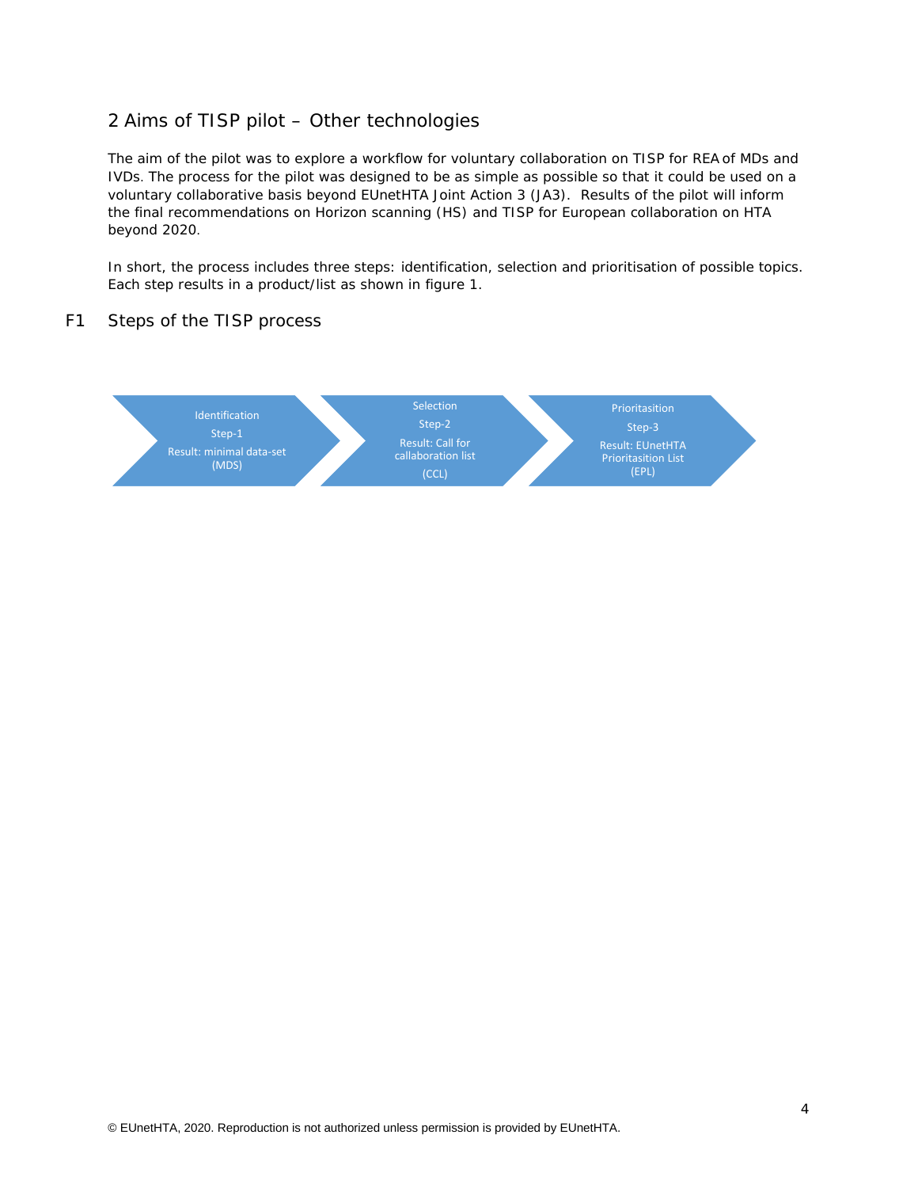## 2 Aims of TISP pilot – Other technologies

The aim of the pilot was to explore a workflow for voluntary collaboration on TISP for REA of MDs and IVDs. The process for the pilot was designed to be as simple as possible so that it could be used on a voluntary collaborative basis beyond EUnetHTA Joint Action 3 (JA3). Results of the pilot will inform the final recommendations on Horizon scanning (HS) and TISP for European collaboration on HTA beyond 2020.

In short, the process includes three steps: identification, selection and prioritisation of possible topics. Each step results in a product/list as shown in figure 1.

### F1 Steps of the TISP process

Identification
Step-1
Result: minimal data-set (MDS)

Selection
Step-2
Result: Call for callaboration list (CCL)

Prioritasition
Step-3
Result: EUnetHTA Prioritasition List (EPL)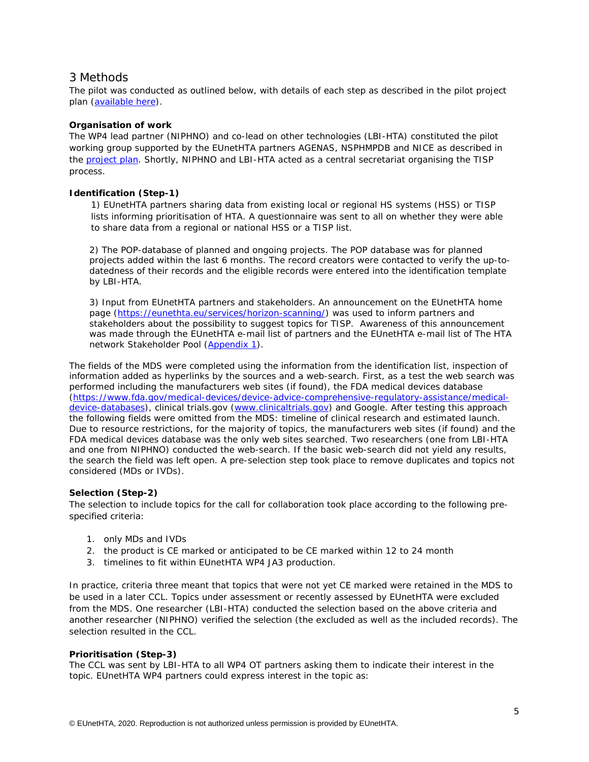# 3 Methods

The pilot was conducted as outlined below, with details of each step as described in the pilot project plan ([available here](available here)).

**Organisation of work**

The WP4 lead partner (NIPHNO) and co-lead on other technologies (LBI-HTA) constituted the pilot working group supported by the EUnetHTA partners AGENAS, NSPHMPDB and NICE as described in the [project plan](project plan). Shortly, NIPHNO and LBI-HTA acted as a central secretariat organising the TISP process.

**Identification (Step-1)**

1) EUnetHTA partners sharing data from existing local or regional HS systems (HSS) or TISP lists informing prioritisation of HTA. A questionnaire was sent to all on whether they were able to share data from a regional or national HSS or a TISP list.

2) The POP-database of planned and ongoing projects. The POP database was for planned projects added within the last 6 months. The record creators were contacted to verify the up-to-datedness of their records and the eligible records were entered into the identification template by LBI-HTA.

3) Input from EUnetHTA partners and stakeholders. An announcement on the EUnetHTA home page (https://eunethta.eu/services/horizon-scanning/) was used to inform partners and stakeholders about the possibility to suggest topics for TISP. Awareness of this announcement was made through the EUnetHTA e-mail list of partners and the EUnetHTA e-mail list of The HTA network Stakeholder Pool (Appendix 1).

The fields of the MDS were completed using the information from the identification list, inspection of information added as hyperlinks by the sources and a web-search. First, as a test the web search was performed including the manufacturers web sites (if found), the FDA medical devices database (https://www.fda.gov/medical-devices/device-advice-comprehensive-regulatory-assistance/medical-device-databases), clinical trials.gov (www.clinicaltrials.gov) and Google. After testing this approach the following fields were omitted from the MDS: timeline of clinical research and estimated launch. Due to resource restrictions, for the majority of topics, the manufacturers web sites (if found) and the FDA medical devices database was the only web sites searched. Two researchers (one from LBI-HTA and one from NIPHNO) conducted the web-search. If the basic web-search did not yield any results, the search the field was left open. A pre-selection step took place to remove duplicates and topics not considered (MDs or IVDs).

**Selection (Step-2)**

The selection to include topics for the call for collaboration took place according to the following pre-specified criteria:

1. only MDs and IVDs
2. the product is CE marked or anticipated to be CE marked within 12 to 24 month
3. timelines to fit within EUnetHTA WP4 JA3 production.

In practice, criteria three meant that topics that were not yet CE marked were retained in the MDS to be used in a later CCL. Topics under assessment or recently assessed by EUnetHTA were excluded from the MDS. One researcher (LBI-HTA) conducted the selection based on the above criteria and another researcher (NIPHNO) verified the selection (the excluded as well as the included records). The selection resulted in the CCL.

**Prioritisation (Step-3)**

The CCL was sent by LBI-HTA to all WP4 OT partners asking them to indicate their interest in the topic. EUnetHTA WP4 partners could express interest in the topic as: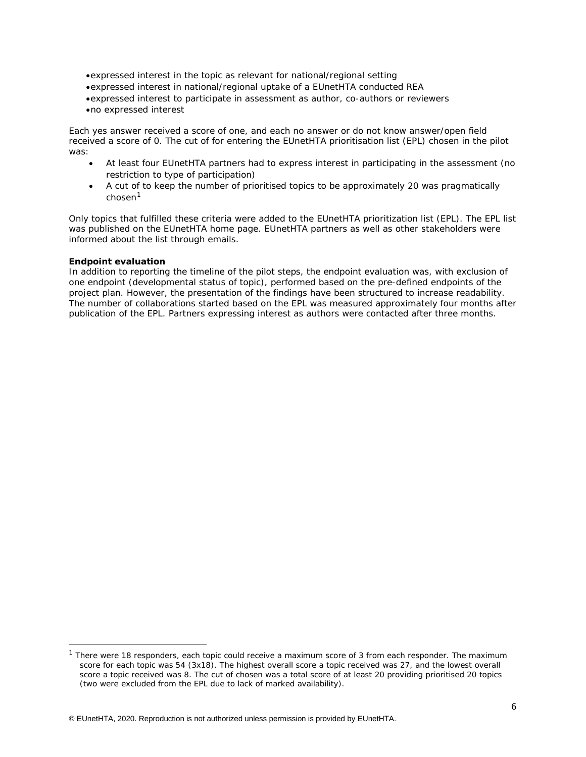- expressed interest in the topic as relevant for national/regional setting
- expressed interest in national/regional uptake of a EUnetHTA conducted REA
- expressed interest to participate in assessment as author, co-authors or reviewers
- no expressed interest

Each yes answer received a score of one, and each no answer or do not know answer/open field received a score of 0. The cut of for entering the EUnetHTA prioritisation list (EPL) chosen in the pilot was:

- At least four EUnetHTA partners had to express interest in participating in the assessment (no restriction to type of participation)
- A cut of to keep the number of prioritised topics to be approximately 20 was pragmatically chosen[1]

Only topics that fulfilled these criteria were added to the EUnetHTA prioritization list (EPL). The EPL list was published on the EUnetHTA home page. EUnetHTA partners as well as other stakeholders were informed about the list through emails.

**Endpoint evaluation**

In addition to reporting the timeline of the pilot steps, the endpoint evaluation was, with exclusion of one endpoint (developmental status of topic), performed based on the pre-defined endpoints of the project plan. However, the presentation of the findings have been structured to increase readability. The number of collaborations started based on the EPL was measured approximately four months after publication of the EPL. Partners expressing interest as authors were contacted after three months.

[1] There were 18 responders, each topic could receive a maximum score of 3 from each responder. The maximum score for each topic was 54 (3x18). The highest overall score a topic received was 27, and the lowest overall score a topic received was 8. The cut of chosen was a total score of at least 20 providing prioritised 20 topics (two were excluded from the EPL due to lack of marked availability).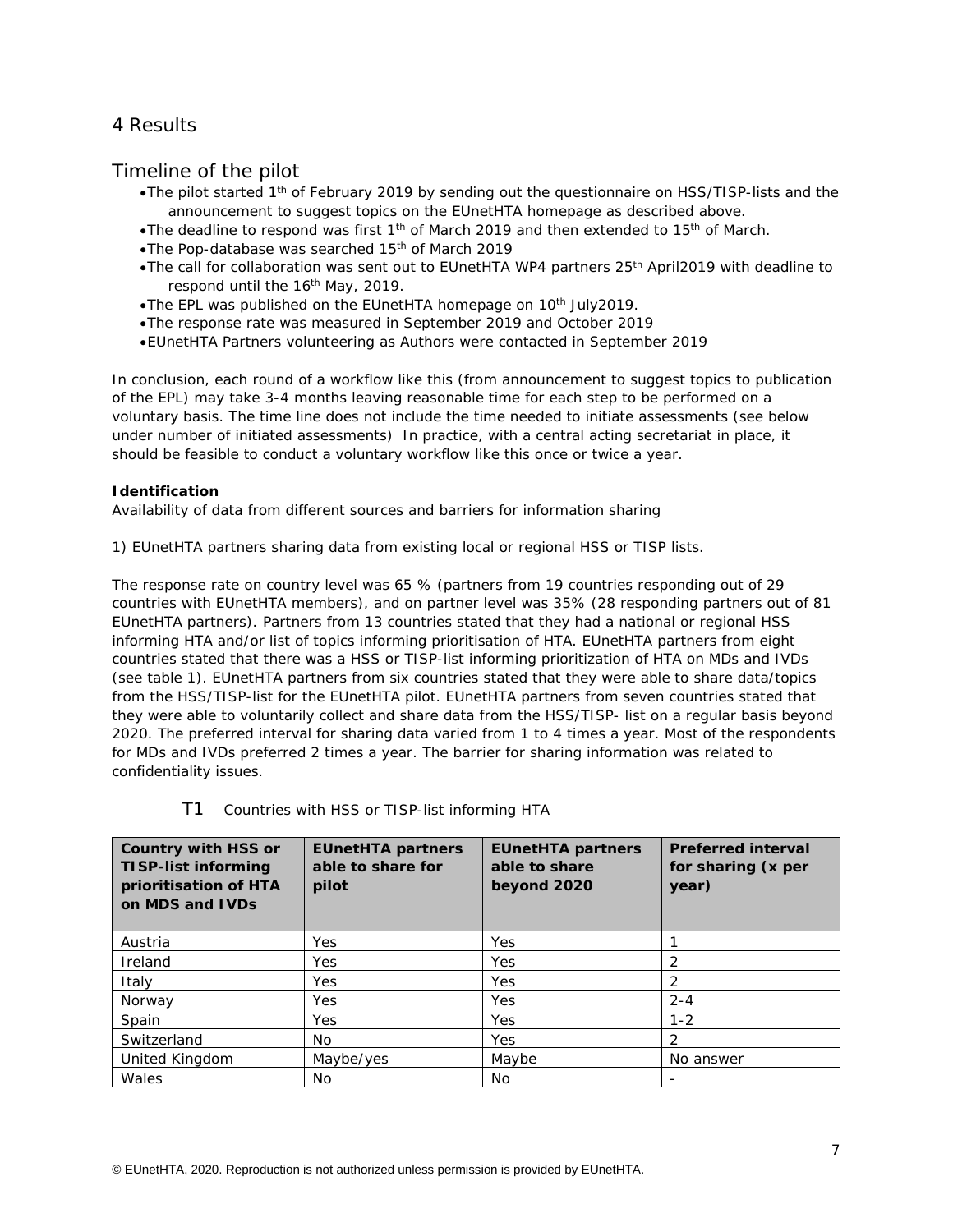# 4 Results

## Timeline of the pilot

- The pilot started 1th of February 2019 by sending out the questionnaire on HSS/TISP-lists and the announcement to suggest topics on the EUnetHTA homepage as described above.
- The deadline to respond was first 1th of March 2019 and then extended to 15th of March.
- The Pop-database was searched 15th of March 2019
- The call for collaboration was sent out to EUnetHTA WP4 partners 25th April2019 with deadline to respond until the 16th May, 2019.
- The EPL was published on the EUnetHTA homepage on 10th July2019.
- The response rate was measured in September 2019 and October 2019
- EUnetHTA Partners volunteering as Authors were contacted in September 2019

In conclusion, each round of a workflow like this (from announcement to suggest topics to publication of the EPL) may take 3-4 months leaving reasonable time for each step to be performed on a voluntary basis. The time line does not include the time needed to initiate assessments (see below under number of initiated assessments) In practice, with a central acting secretariat in place, it should be feasible to conduct a voluntary workflow like this once or twice a year.

**Identification**

Availability of data from different sources and barriers for information sharing

1) EUnetHTA partners sharing data from existing local or regional HSS or TISP lists.

The response rate on country level was 65 % (partners from 19 countries responding out of 29 countries with EUnetHTA members), and on partner level was 35% (28 responding partners out of 81 EUnetHTA partners). Partners from 13 countries stated that they had a national or regional HSS informing HTA and/or list of topics informing prioritisation of HTA. EUnetHTA partners from eight countries stated that there was a HSS or TISP-list informing prioritization of HTA on MDs and IVDs (see table 1). EUnetHTA partners from six countries stated that they were able to share data/topics from the HSS/TISP-list for the EUnetHTA pilot. EUnetHTA partners from seven countries stated that they were able to voluntarily collect and share data from the HSS/TISP- list on a regular basis beyond 2020. The preferred interval for sharing data varied from 1 to 4 times a year. Most of the respondents for MDs and IVDs preferred 2 times a year. The barrier for sharing information was related to confidentiality issues.

T1 Countries with HSS or TISP-list informing HTA

| Country with HSS or TISP-list informing prioritisation of HTA on MDS and IVDs | EUnetHTA partners able to share for pilot | EUnetHTA partners able to share beyond 2020 | Preferred interval for sharing (x per year) |
|---|---|---|---|
| Austria | Yes | Yes | 1 |
| Ireland | Yes | Yes | 2 |
| Italy | Yes | Yes | 2 |
| Norway | Yes | Yes | 2-4 |
| Spain | Yes | Yes | 1-2 |
| Switzerland | No | Yes | 2 |
| United Kingdom | Maybe/yes | Maybe | No answer |
| Wales | No | No | - |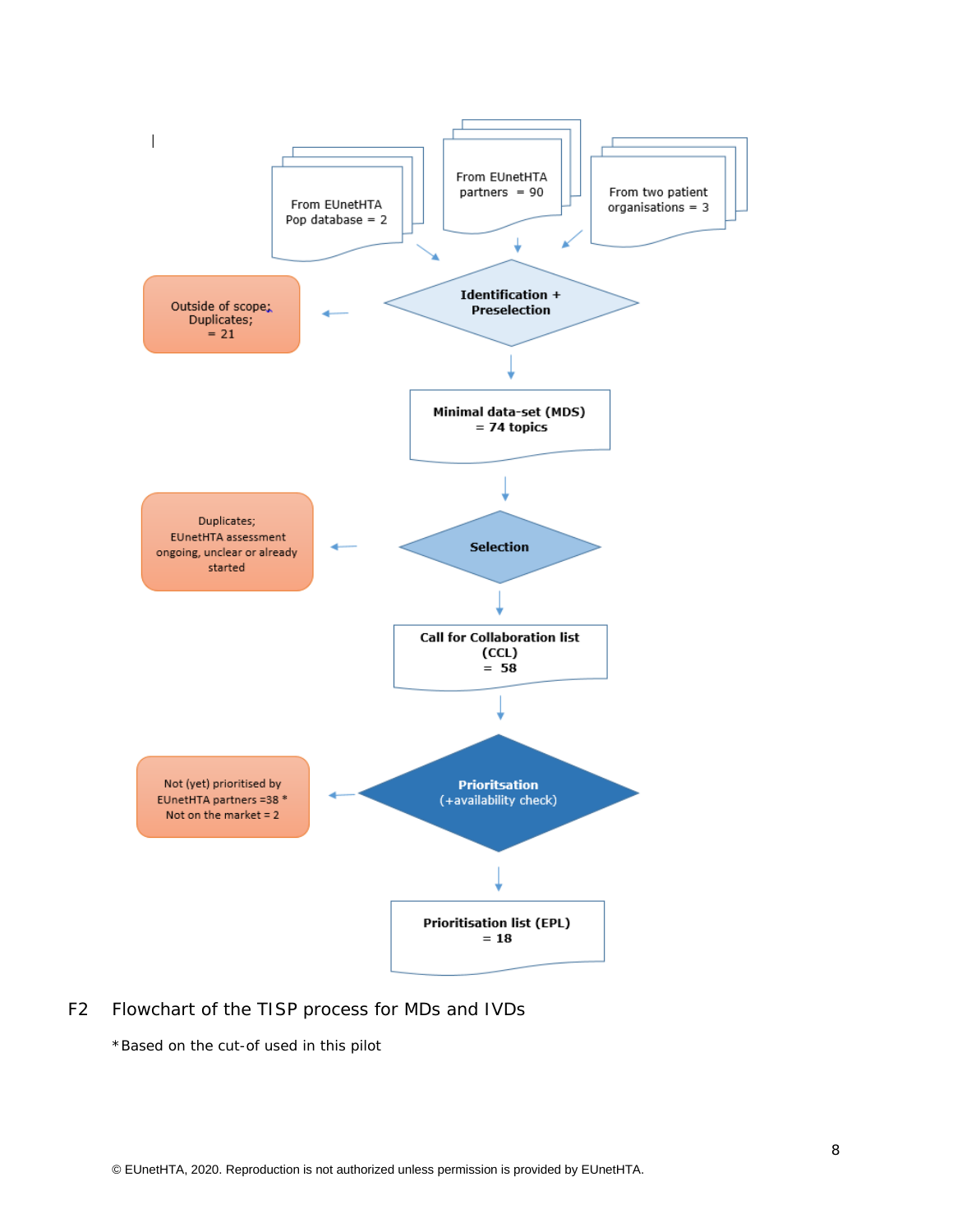From EUnetHTA Pop database = 2

From EUnetHTA partners = 90

From two patient organisations = 3

**Identification + Preselection**

Outside of scope; Duplicates; = 21

**Minimal data-set (MDS) = *74 topics***

**Selection**

Duplicates; EUnetHTA assessment ongoing, unclear or already started

**Call for Collaboration list (CCL) = 58**

**Prioritsation** (+availability check)

Not (yet) prioritised by EUnetHTA partners =38 *
Not on the market = 2

**Prioritisation list (EPL) = 18**

F2 Flowchart of the TISP process for MDs and IVDs

*Based on the cut-of used in this pilot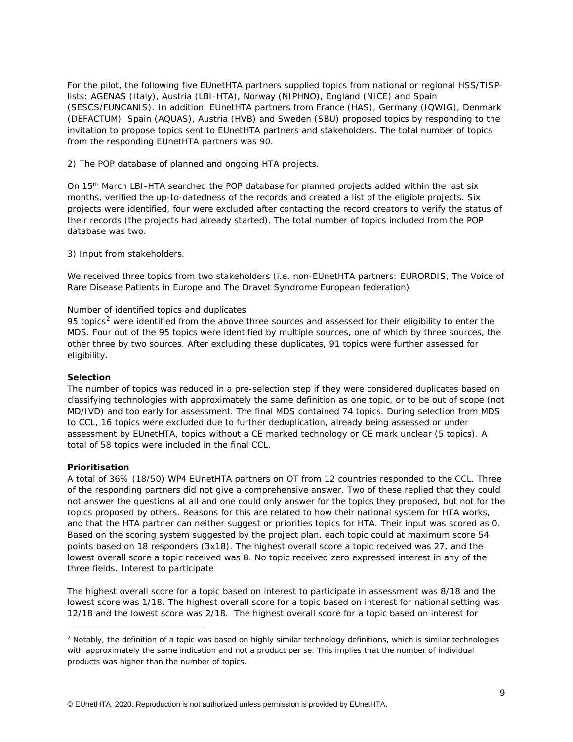For the pilot, the following five EUnetHTA partners supplied topics from national or regional HSS/TISP-lists: AGENAS (Italy), Austria (LBI-HTA), Norway (NIPHNO), England (NICE) and Spain (SESCS/FUNCANIS). In addition, EUnetHTA partners from France (HAS), Germany (IQWIG), Denmark (DEFACTUM), Spain (AQUAS), Austria (HVB) and Sweden (SBU) proposed topics by responding to the invitation to propose topics sent to EUnetHTA partners and stakeholders. The total number of topics from the responding EUnetHTA partners was 90.

2) The POP database of planned and ongoing HTA projects.

On 15th March LBI-HTA searched the POP database for planned projects added within the last six months, verified the up-to-datedness of the records and created a list of the eligible projects. Six projects were identified, four were excluded after contacting the record creators to verify the status of their records (the projects had already started). The total number of topics included from the POP database was two.

3) Input from stakeholders.

We received three topics from two stakeholders (i.e. non-EUnetHTA partners: EURORDIS, The Voice of Rare Disease Patients in Europe and The Dravet Syndrome European federation)

*Number of identified topics and duplicates*

95 topics[2] were identified from the above three sources and assessed for their eligibility to enter the MDS. Four out of the 95 topics were identified by multiple sources, one of which by three sources, the other three by two sources. After excluding these duplicates, 91 topics were further assessed for eligibility.

**Selection**

The number of topics was reduced in a pre-selection step if they were considered duplicates based on classifying technologies with approximately the same definition as one topic, or to be out of scope (not MD/IVD) and too early for assessment. The final MDS contained 74 topics. During selection from MDS to CCL, 16 topics were excluded due to further deduplication, already being assessed or under assessment by EUnetHTA, topics without a CE marked technology or CE mark unclear (5 topics). A total of 58 topics were included in the final CCL.

**Prioritisation**

A total of 36% (18/50) WP4 EUnetHTA partners on OT from 12 countries responded to the CCL. Three of the responding partners did not give a comprehensive answer. Two of these replied that they could not answer the questions at all and one could only answer for the topics they proposed, but not for the topics proposed by others. Reasons for this are related to how their national system for HTA works, and that the HTA partner can neither suggest or priorities topics for HTA. Their input was scored as 0. Based on the scoring system suggested by the project plan, each topic could at maximum score 54 points based on 18 responders (3x18). The highest overall score a topic received was 27, and the lowest overall score a topic received was 8. No topic received zero expressed interest in any of the three fields. Interest to participate

The highest overall score for a topic based on interest to participate in assessment was 8/18 and the lowest score was 1/18. The highest overall score for a topic based on interest for national setting was 12/18 and the lowest score was 2/18. The highest overall score for a topic based on interest for

---

[2] Notably, the definition of a topic was based on highly similar technology definitions, which is similar technologies with approximately the same indication and not a product per se. This implies that the number of individual products was higher than the number of topics.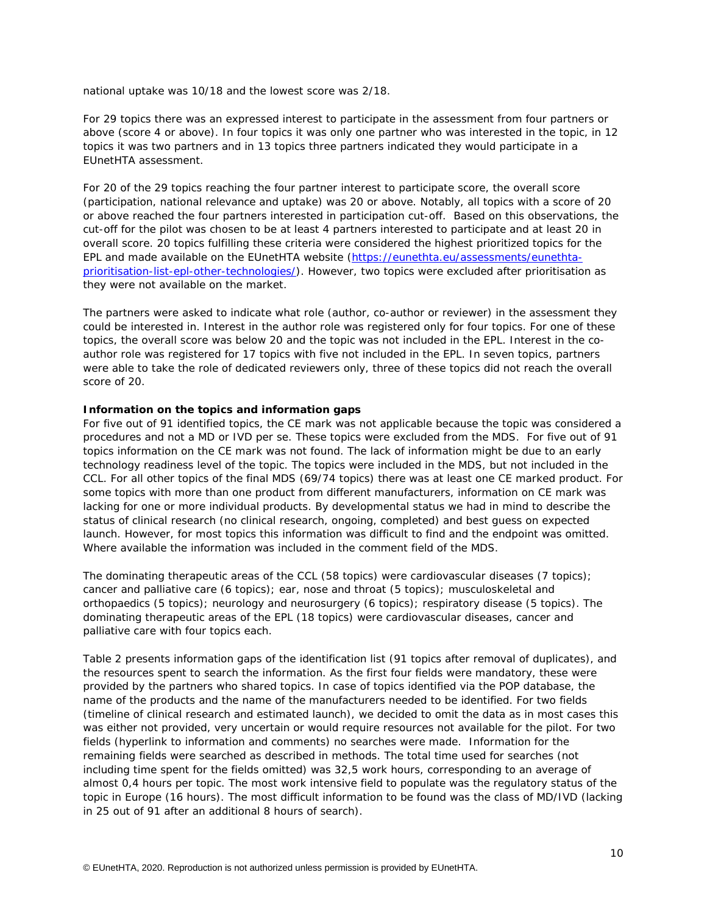national uptake was 10/18 and the lowest score was 2/18.

For 29 topics there was an expressed interest to participate in the assessment from four partners or above (score 4 or above). In four topics it was only one partner who was interested in the topic, in 12 topics it was two partners and in 13 topics three partners indicated they would participate in a EUnetHTA assessment.

For 20 of the 29 topics reaching the four partner interest to participate score, the overall score (participation, national relevance and uptake) was 20 or above. Notably, all topics with a score of 20 or above reached the four partners interested in participation cut-off. Based on this observations, the cut-off for the pilot was chosen to be at least 4 partners interested to participate and at least 20 in overall score. 20 topics fulfilling these criteria were considered the highest prioritized topics for the EPL and made available on the EUnetHTA website (https://eunethta.eu/assessments/eunethta-prioritisation-list-epl-other-technologies/). However, two topics were excluded after prioritisation as they were not available on the market.

The partners were asked to indicate what role (author, co-author or reviewer) in the assessment they could be interested in. Interest in the author role was registered only for four topics. For one of these topics, the overall score was below 20 and the topic was not included in the EPL. Interest in the co-author role was registered for 17 topics with five not included in the EPL. In seven topics, partners were able to take the role of dedicated reviewers only, three of these topics did not reach the overall score of 20.

**Information on the topics and information gaps**

For five out of 91 identified topics, the CE mark was not applicable because the topic was considered a procedures and not a MD or IVD per se. These topics were excluded from the MDS. For five out of 91 topics information on the CE mark was not found. The lack of information might be due to an early technology readiness level of the topic. The topics were included in the MDS, but not included in the CCL. For all other topics of the final MDS (69/74 topics) there was at least one CE marked product. For some topics with more than one product from different manufacturers, information on CE mark was lacking for one or more individual products. By developmental status we had in mind to describe the status of clinical research (no clinical research, ongoing, completed) and best guess on expected launch. However, for most topics this information was difficult to find and the endpoint was omitted. Where available the information was included in the comment field of the MDS.

The dominating therapeutic areas of the CCL (58 topics) were cardiovascular diseases (7 topics); cancer and palliative care (6 topics); ear, nose and throat (5 topics); musculoskeletal and orthopaedics (5 topics); neurology and neurosurgery (6 topics); respiratory disease (5 topics). The dominating therapeutic areas of the EPL (18 topics) were cardiovascular diseases, cancer and palliative care with four topics each.

Table 2 presents information gaps of the identification list (91 topics after removal of duplicates), and the resources spent to search the information. As the first four fields were mandatory, these were provided by the partners who shared topics. In case of topics identified via the POP database, the name of the products and the name of the manufacturers needed to be identified. For two fields (timeline of clinical research and estimated launch), we decided to omit the data as in most cases this was either not provided, very uncertain or would require resources not available for the pilot. For two fields (hyperlink to information and comments) no searches were made. Information for the remaining fields were searched as described in methods. The total time used for searches (not including time spent for the fields omitted) was 32,5 work hours, corresponding to an average of almost 0,4 hours per topic. The most work intensive field to populate was the regulatory status of the topic in Europe (16 hours). The most difficult information to be found was the class of MD/IVD (lacking in 25 out of 91 after an additional 8 hours of search).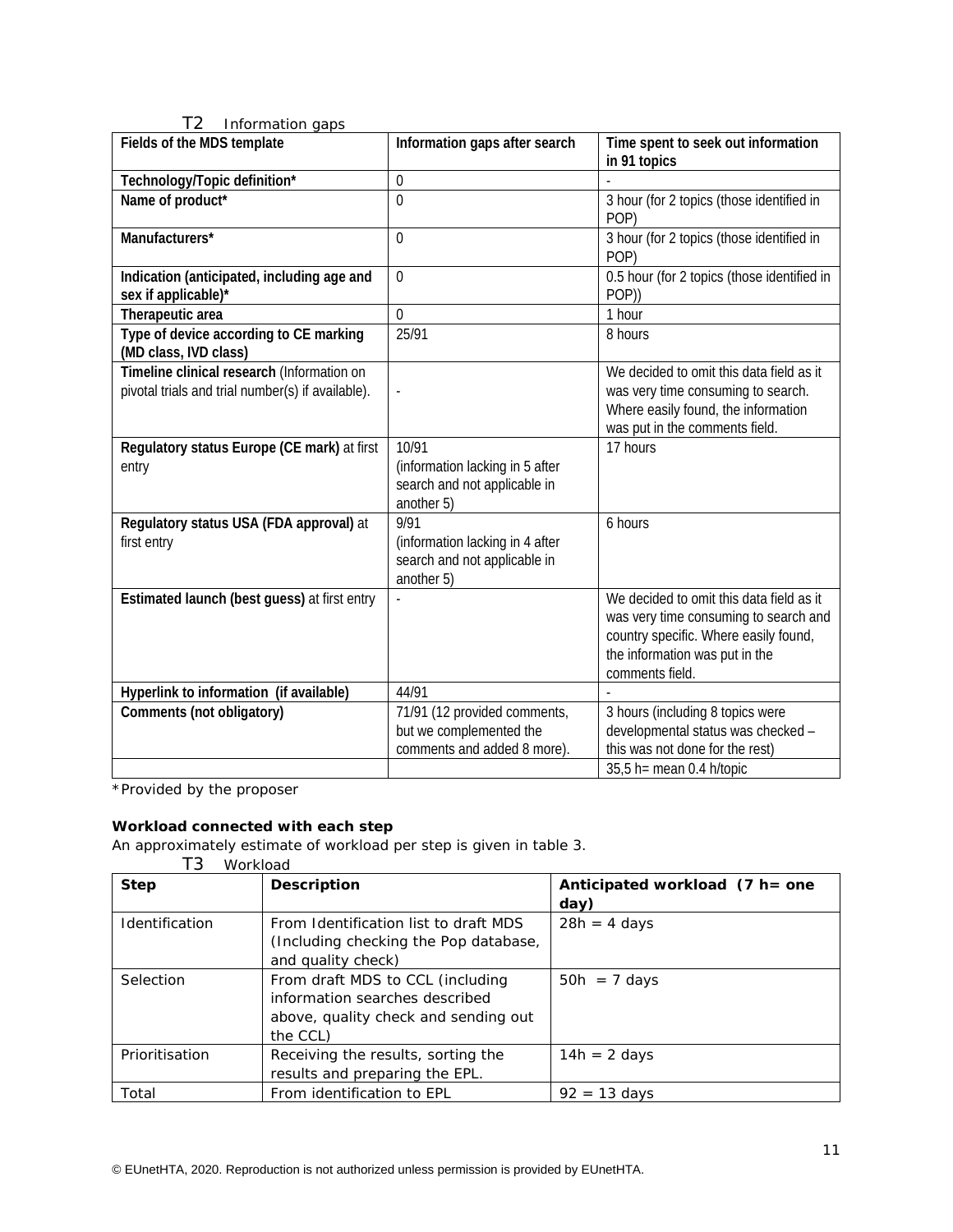T2 Information gaps

| Fields of the MDS template | Information gaps after search | Time spent to seek out information in 91 topics |
|---|---|---|
| **Technology/Topic definition*** | 0 | - |
| **Name of product*** | 0 | 3 hour (for 2 topics (those identified in POP) |
| **Manufacturers*** | 0 | 3 hour (for 2 topics (those identified in POP) |
| **Indication (anticipated, including age and sex if applicable)*** | 0 | 0.5 hour (for 2 topics (those identified in POP)) |
| **Therapeutic area** | 0 | 1 hour |
| **Type of device according to CE marking (MD class, IVD class)** | 25/91 | 8 hours |
| **Timeline clinical research** (Information on pivotal trials and trial number(s) if available). | - | We decided to omit this data field as it was very time consuming to search. Where easily found, the information was put in the comments field. |
| **Regulatory status Europe (CE mark)** at first entry | 10/91 (information lacking in 5 after search and not applicable in another 5) | 17 hours |
| **Regulatory status USA (FDA approval)** at first entry | 9/91 (information lacking in 4 after search and not applicable in another 5) | 6 hours |
| **Estimated launch (best guess)** at first entry | - | We decided to omit this data field as it was very time consuming to search and country specific. Where easily found, the information was put in the comments field. |
| **Hyperlink to information (if available)** | 44/91 | - |
| **Comments (not obligatory)** | 71/91 (12 provided comments, but we complemented the comments and added 8 more). | 3 hours (including 8 topics were developmental status was checked – this was not done for the rest) |
| | | 35,5 h= mean 0.4 h/topic |

*Provided by the proposer

**Workload connected with each step**

An approximately estimate of workload per step is given in table 3.

T3 Workload

| Step | Description | Anticipated workload (7 h= one day) |
|---|---|---|
| Identification | From Identification list to draft MDS (Including checking the Pop database, and quality check) | 28h = 4 days |
| Selection | From draft MDS to CCL (including information searches described above, quality check and sending out the CCL) | 50h = 7 days |
| Prioritisation | Receiving the results, sorting the results and preparing the EPL. | 14h = 2 days |
| Total | From identification to EPL | 92 = 13 days |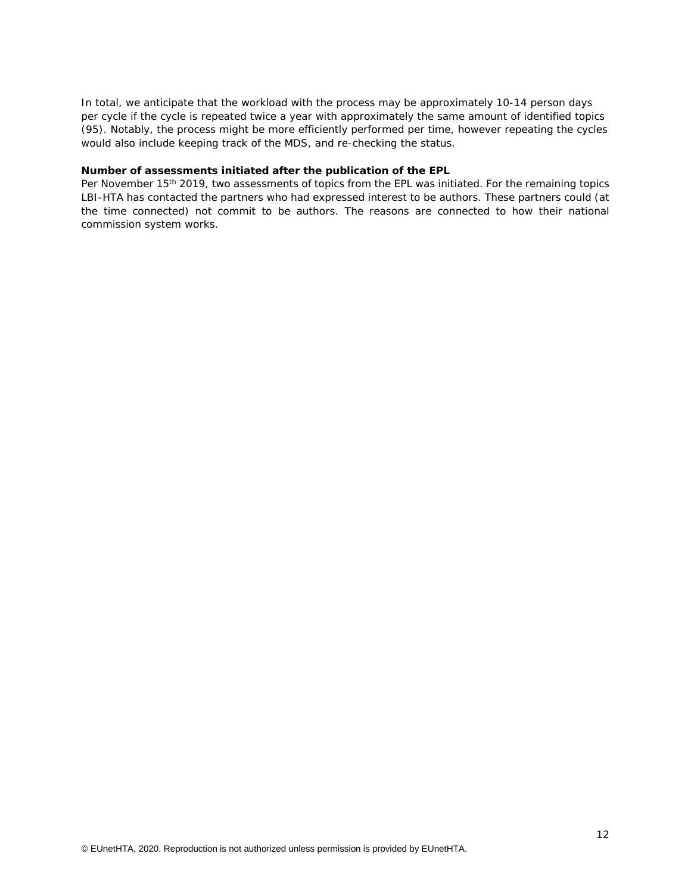In total, we anticipate that the workload with the process may be approximately 10-14 person days per cycle if the cycle is repeated twice a year with approximately the same amount of identified topics (95). Notably, the process might be more efficiently performed per time, however repeating the cycles would also include keeping track of the MDS, and re-checking the status.

**Number of assessments initiated after the publication of the EPL**

Per November 15th 2019, two assessments of topics from the EPL was initiated. For the remaining topics LBI-HTA has contacted the partners who had expressed interest to be authors. These partners could (at the time connected) not commit to be authors. The reasons are connected to how their national commission system works.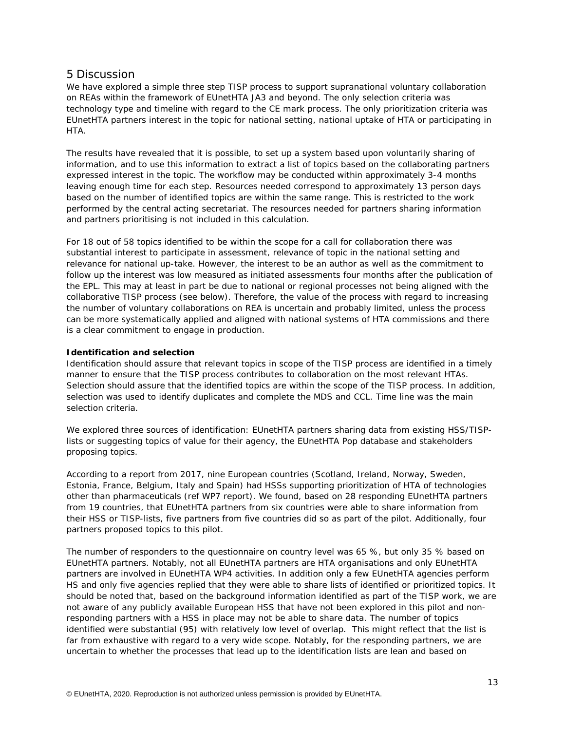# 5 Discussion

We have explored a simple three step TISP process to support supranational voluntary collaboration on REAs within the framework of EUnetHTA JA3 and beyond. The only selection criteria was technology type and timeline with regard to the CE mark process. The only prioritization criteria was EUnetHTA partners interest in the topic for national setting, national uptake of HTA or participating in HTA.

The results have revealed that it is possible, to set up a system based upon voluntarily sharing of information, and to use this information to extract a list of topics based on the collaborating partners expressed interest in the topic. The workflow may be conducted within approximately 3-4 months leaving enough time for each step. Resources needed correspond to approximately 13 person days based on the number of identified topics are within the same range. This is restricted to the work performed by the central acting secretariat. The resources needed for partners sharing information and partners prioritising is not included in this calculation.

For 18 out of 58 topics identified to be within the scope for a call for collaboration there was substantial interest to participate in assessment, relevance of topic in the national setting and relevance for national up-take. However, the interest to be an author as well as the commitment to follow up the interest was low measured as initiated assessments four months after the publication of the EPL. This may at least in part be due to national or regional processes not being aligned with the collaborative TISP process (see below). Therefore, the value of the process with regard to increasing the number of voluntary collaborations on REA is uncertain and probably limited, unless the process can be more systematically applied and aligned with national systems of HTA commissions and there is a clear commitment to engage in production.

**Identification and selection**

Identification should assure that relevant topics in scope of the TISP process are identified in a timely manner to ensure that the TISP process contributes to collaboration on the most relevant HTAs. Selection should assure that the identified topics are within the scope of the TISP process. In addition, selection was used to identify duplicates and complete the MDS and CCL. Time line was the main selection criteria.

We explored three sources of identification: EUnetHTA partners sharing data from existing HSS/TISP-lists or suggesting topics of value for their agency, the EUnetHTA Pop database and stakeholders proposing topics.

According to a report from 2017, nine European countries (Scotland, Ireland, Norway, Sweden, Estonia, France, Belgium, Italy and Spain) had HSSs supporting prioritization of HTA of technologies other than pharmaceuticals (ref WP7 report). We found, based on 28 responding EUnetHTA partners from 19 countries, that EUnetHTA partners from six countries were able to share information from their HSS or TISP-lists, five partners from five countries did so as part of the pilot. Additionally, four partners proposed topics to this pilot.

The number of responders to the questionnaire on country level was 65 %, but only 35 % based on EUnetHTA partners. Notably, not all EUnetHTA partners are HTA organisations and only EUnetHTA partners are involved in EUnetHTA WP4 activities. In addition only a few EUnetHTA agencies perform HS and only five agencies replied that they were able to share lists of identified or prioritized topics. It should be noted that, based on the background information identified as part of the TISP work, we are not aware of any publicly available European HSS that have not been explored in this pilot and non-responding partners with a HSS in place may not be able to share data. The number of topics identified were substantial (95) with relatively low level of overlap. This might reflect that the list is far from exhaustive with regard to a very wide scope. Notably, for the responding partners, we are uncertain to whether the processes that lead up to the identification lists are lean and based on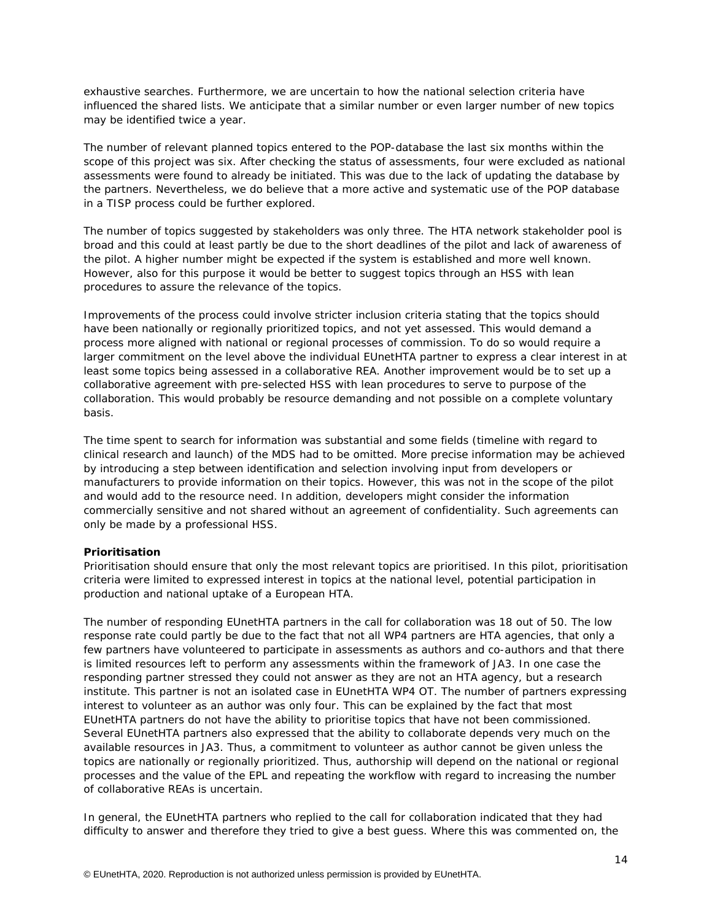exhaustive searches. Furthermore, we are uncertain to how the national selection criteria have influenced the shared lists. We anticipate that a similar number or even larger number of new topics may be identified twice a year.

The number of relevant planned topics entered to the POP-database the last six months within the scope of this project was six. After checking the status of assessments, four were excluded as national assessments were found to already be initiated. This was due to the lack of updating the database by the partners. Nevertheless, we do believe that a more active and systematic use of the POP database in a TISP process could be further explored.

The number of topics suggested by stakeholders was only three. The HTA network stakeholder pool is broad and this could at least partly be due to the short deadlines of the pilot and lack of awareness of the pilot. A higher number might be expected if the system is established and more well known. However, also for this purpose it would be better to suggest topics through an HSS with lean procedures to assure the relevance of the topics.

Improvements of the process could involve stricter inclusion criteria stating that the topics should have been nationally or regionally prioritized topics, and not yet assessed. This would demand a process more aligned with national or regional processes of commission. To do so would require a larger commitment on the level above the individual EUnetHTA partner to express a clear interest in at least some topics being assessed in a collaborative REA. Another improvement would be to set up a collaborative agreement with pre-selected HSS with lean procedures to serve to purpose of the collaboration. This would probably be resource demanding and not possible on a complete voluntary basis.

The time spent to search for information was substantial and some fields (timeline with regard to clinical research and launch) of the MDS had to be omitted. More precise information may be achieved by introducing a step between identification and selection involving input from developers or manufacturers to provide information on their topics. However, this was not in the scope of the pilot and would add to the resource need. In addition, developers might consider the information commercially sensitive and not shared without an agreement of confidentiality. Such agreements can only be made by a professional HSS.

**Prioritisation**

Prioritisation should ensure that only the most relevant topics are prioritised. In this pilot, prioritisation criteria were limited to expressed interest in topics at the national level, potential participation in production and national uptake of a European HTA.

The number of responding EUnetHTA partners in the call for collaboration was 18 out of 50. The low response rate could partly be due to the fact that not all WP4 partners are HTA agencies, that only a few partners have volunteered to participate in assessments as authors and co-authors and that there is limited resources left to perform any assessments within the framework of JA3. In one case the responding partner stressed they could not answer as they are not an HTA agency, but a research institute. This partner is not an isolated case in EUnetHTA WP4 OT. The number of partners expressing interest to volunteer as an author was only four. This can be explained by the fact that most EUnetHTA partners do not have the ability to prioritise topics that have not been commissioned. Several EUnetHTA partners also expressed that the ability to collaborate depends very much on the available resources in JA3. Thus, a commitment to volunteer as author cannot be given unless the topics are nationally or regionally prioritized. Thus, authorship will depend on the national or regional processes and the value of the EPL and repeating the workflow with regard to increasing the number of collaborative REAs is uncertain.

In general, the EUnetHTA partners who replied to the call for collaboration indicated that they had difficulty to answer and therefore they tried to give a best guess. Where this was commented on, the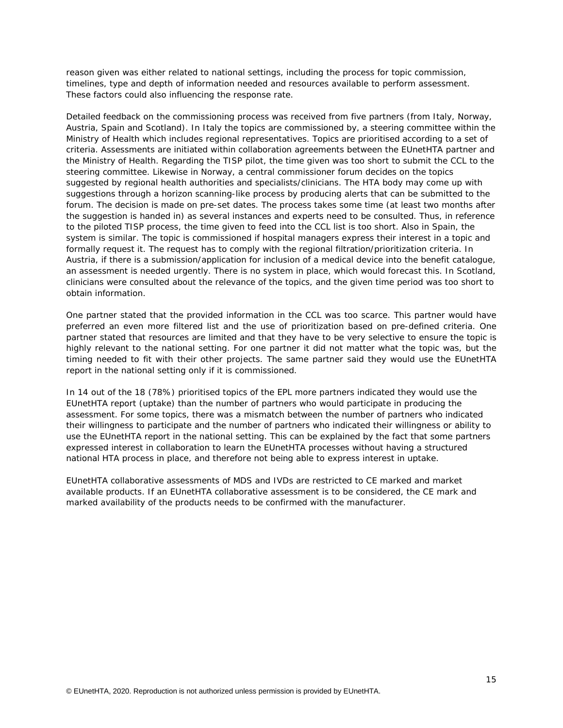reason given was either related to national settings, including the process for topic commission, timelines, type and depth of information needed and resources available to perform assessment. These factors could also influencing the response rate.

Detailed feedback on the commissioning process was received from five partners (from Italy, Norway, Austria, Spain and Scotland). In Italy the topics are commissioned by, a steering committee within the Ministry of Health which includes regional representatives. Topics are prioritised according to a set of criteria. Assessments are initiated within collaboration agreements between the EUnetHTA partner and the Ministry of Health. Regarding the TISP pilot, the time given was too short to submit the CCL to the steering committee. Likewise in Norway, a central commissioner forum decides on the topics suggested by regional health authorities and specialists/clinicians. The HTA body may come up with suggestions through a horizon scanning-like process by producing alerts that can be submitted to the forum. The decision is made on pre-set dates. The process takes some time (at least two months after the suggestion is handed in) as several instances and experts need to be consulted. Thus, in reference to the piloted TISP process, the time given to feed into the CCL list is too short. Also in Spain, the system is similar. The topic is commissioned if hospital managers express their interest in a topic and formally request it. The request has to comply with the regional filtration/prioritization criteria. In Austria, if there is a submission/application for inclusion of a medical device into the benefit catalogue, an assessment is needed urgently. There is no system in place, which would forecast this. In Scotland, clinicians were consulted about the relevance of the topics, and the given time period was too short to obtain information.

One partner stated that the provided information in the CCL was too scarce. This partner would have preferred an even more filtered list and the use of prioritization based on pre-defined criteria. One partner stated that resources are limited and that they have to be very selective to ensure the topic is highly relevant to the national setting. For one partner it did not matter what the topic was, but the timing needed to fit with their other projects. The same partner said they would use the EUnetHTA report in the national setting only if it is commissioned.

In 14 out of the 18 (78%) prioritised topics of the EPL more partners indicated they would use the EUnetHTA report (uptake) than the number of partners who would participate in producing the assessment. For some topics, there was a mismatch between the number of partners who indicated their willingness to participate and the number of partners who indicated their willingness or ability to use the EUnetHTA report in the national setting. This can be explained by the fact that some partners expressed interest in collaboration to learn the EUnetHTA processes without having a structured national HTA process in place, and therefore not being able to express interest in uptake.

EUnetHTA collaborative assessments of MDS and IVDs are restricted to CE marked and market available products. If an EUnetHTA collaborative assessment is to be considered, the CE mark and marked availability of the products needs to be confirmed with the manufacturer.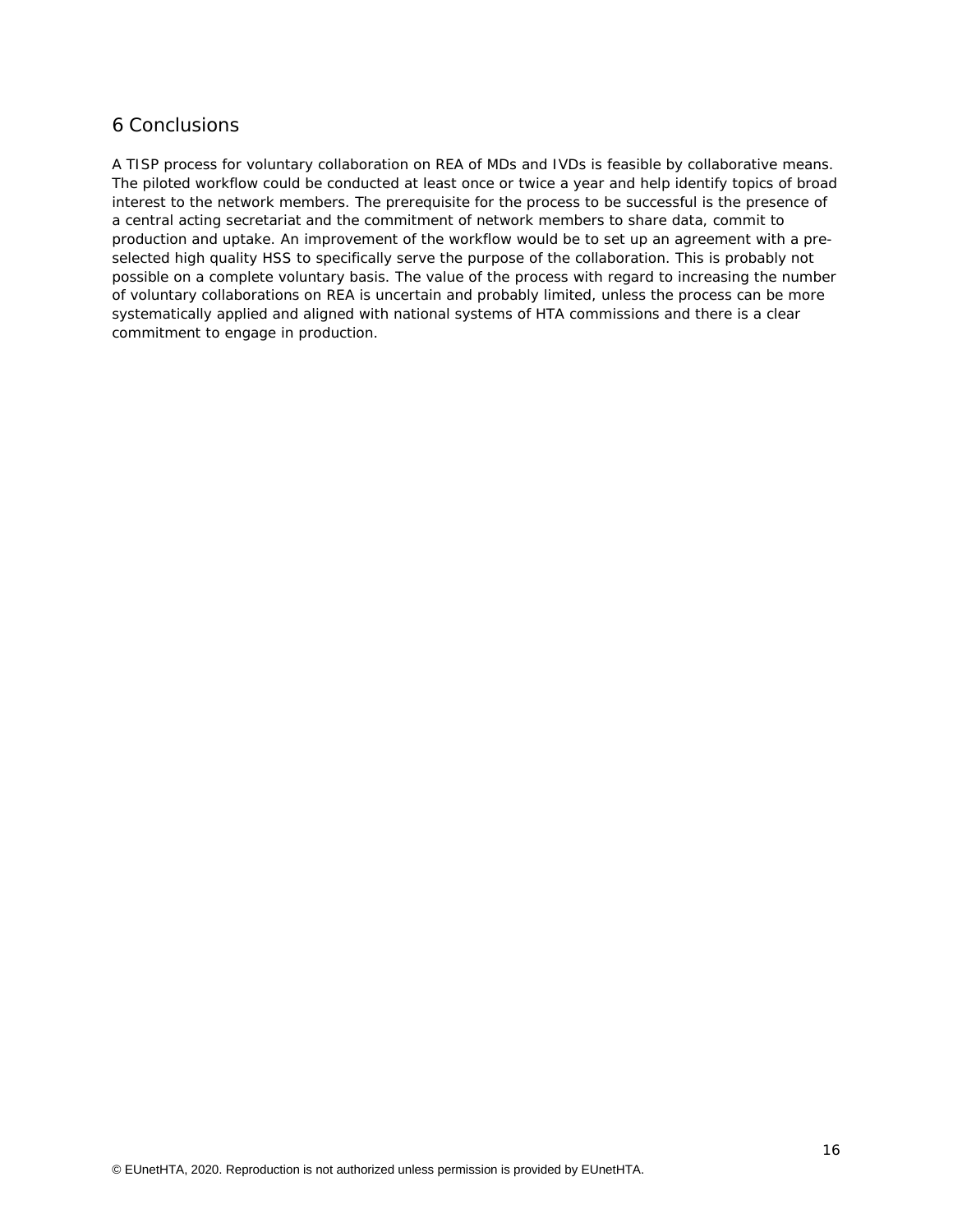# 6 Conclusions

A TISP process for voluntary collaboration on REA of MDs and IVDs is feasible by collaborative means. The piloted workflow could be conducted at least once or twice a year and help identify topics of broad interest to the network members. The prerequisite for the process to be successful is the presence of a central acting secretariat and the commitment of network members to share data, commit to production and uptake. An improvement of the workflow would be to set up an agreement with a pre-selected high quality HSS to specifically serve the purpose of the collaboration. This is probably not possible on a complete voluntary basis. The value of the process with regard to increasing the number of voluntary collaborations on REA is uncertain and probably limited, unless the process can be more systematically applied and aligned with national systems of HTA commissions and there is a clear commitment to engage in production.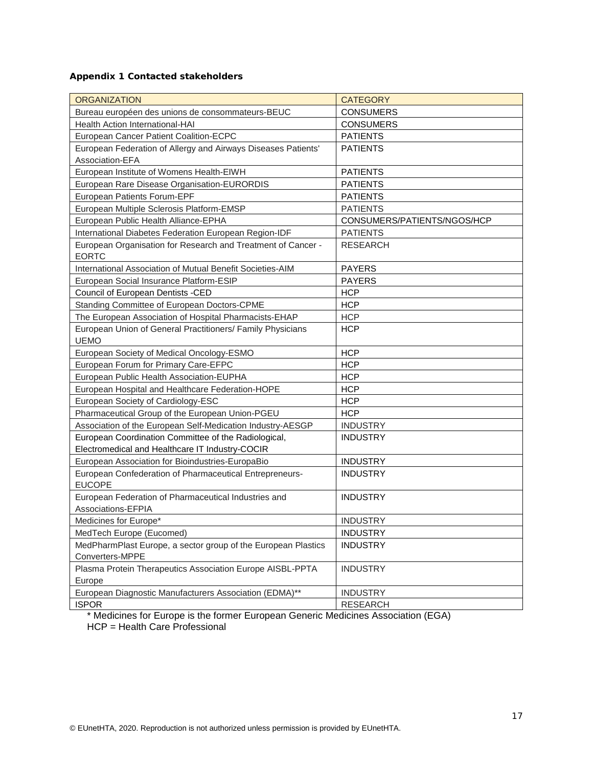**Appendix 1 Contacted stakeholders**

| ORGANIZATION | CATEGORY |
|---|---|
| Bureau européen des unions de consommateurs-BEUC | CONSUMERS |
| Health Action International-HAI | CONSUMERS |
| European Cancer Patient Coalition-ECPC | PATIENTS |
| European Federation of Allergy and Airways Diseases Patients' Association-EFA | PATIENTS |
| European Institute of Womens Health-EIWH | PATIENTS |
| European Rare Disease Organisation-EURORDIS | PATIENTS |
| European Patients Forum-EPF | PATIENTS |
| European Multiple Sclerosis Platform-EMSP | PATIENTS |
| European Public Health Alliance-EPHA | CONSUMERS/PATIENTS/NGOS/HCP |
| International Diabetes Federation European Region-IDF | PATIENTS |
| European Organisation for Research and Treatment of Cancer - EORTC | RESEARCH |
| International Association of Mutual Benefit Societies-AIM | PAYERS |
| European Social Insurance Platform-ESIP | PAYERS |
| Council of European Dentists -CED | HCP |
| Standing Committee of European Doctors-CPME | HCP |
| The European Association of Hospital Pharmacists-EHAP | HCP |
| European Union of General Practitioners/ Family Physicians UEMO | HCP |
| European Society of Medical Oncology-ESMO | HCP |
| European Forum for Primary Care-EFPC | HCP |
| European Public Health Association-EUPHA | HCP |
| European Hospital and Healthcare Federation-HOPE | HCP |
| European Society of Cardiology-ESC | HCP |
| Pharmaceutical Group of the European Union-PGEU | HCP |
| Association of the European Self-Medication Industry-AESGP | INDUSTRY |
| European Coordination Committee of the Radiological, Electromedical and Healthcare IT Industry-COCIR | INDUSTRY |
| European Association for Bioindustries-EuropaBio | INDUSTRY |
| European Confederation of Pharmaceutical Entrepreneurs-EUCOPE | INDUSTRY |
| European Federation of Pharmaceutical Industries and Associations-EFPIA | INDUSTRY |
| Medicines for Europe* | INDUSTRY |
| MedTech Europe (Eucomed) | INDUSTRY |
| MedPharmPlast Europe, a sector group of the European Plastics Converters-MPPE | INDUSTRY |
| Plasma Protein Therapeutics Association Europe AISBL-PPTA Europe | INDUSTRY |
| European Diagnostic Manufacturers Association (EDMA)** | INDUSTRY |
| ISPOR | RESEARCH |

\* Medicines for Europe is the former European Generic Medicines Association (EGA)
HCP = Health Care Professional

© EUnetHTA, 2020. Reproduction is not authorized unless permission is provided by EUnetHTA.